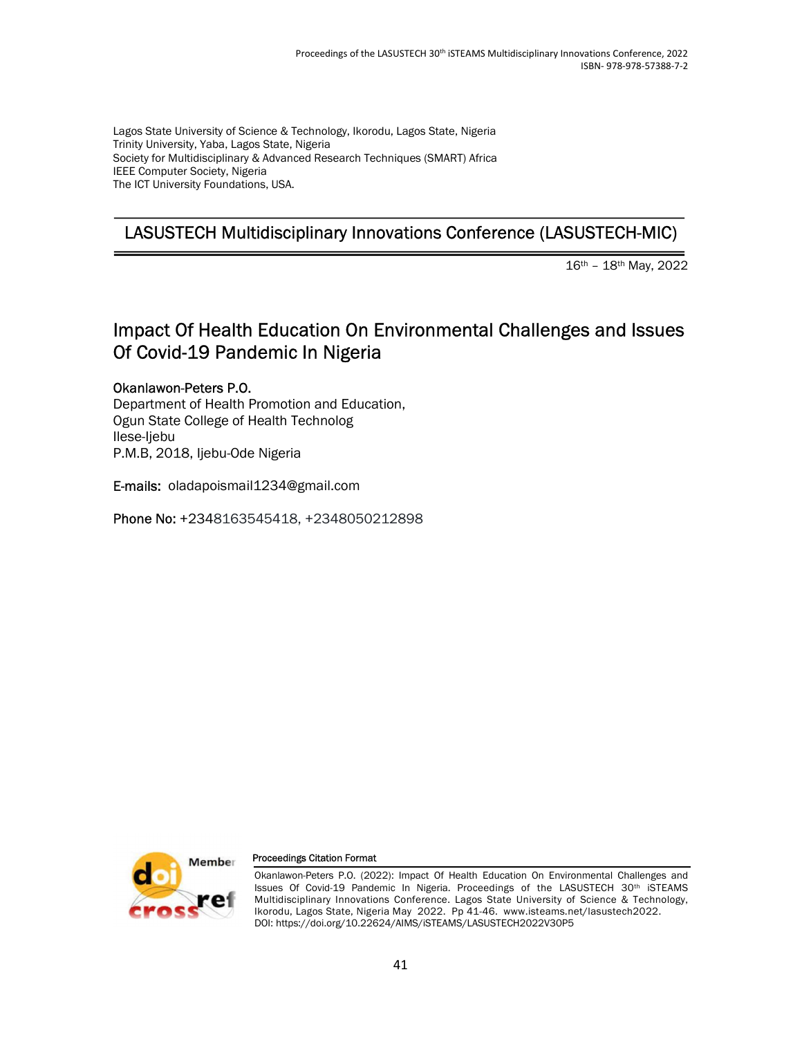Lagos State University of Science & Technology, Ikorodu, Lagos State, Nigeria
Trinity University, Yaba, Lagos State, Nigeria
Society for Multidisciplinary & Advanced Research Techniques (SMART) Africa
IEEE Computer Society, Nigeria
The ICT University Foundations, USA.

## LASUSTECH Multidisciplinary Innovations Conference (LASUSTECH-MIC)

16th – 18th May, 2022

# Impact Of Health Education On Environmental Challenges and Issues Of Covid-19 Pandemic In Nigeria

**Okanlawon-Peters P.O.**
Department of Health Promotion and Education,
Ogun State College of Health Technolog
Ilese-Ijebu
P.M.B, 2018, Ijebu-Ode Nigeria

**E-mails:** oladapoismail1234@gmail.com

**Phone No:** +2348163545418, +2348050212898

**Proceedings Citation Format**

Okanlawon-Peters P.O. (2022): Impact Of Health Education On Environmental Challenges and Issues Of Covid-19 Pandemic In Nigeria. Proceedings of the LASUSTECH 30th iSTEAMS Multidisciplinary Innovations Conference. Lagos State University of Science & Technology, Ikorodu, Lagos State, Nigeria May 2022. Pp 41-46. www.isteams.net/lasustech2022.
DOI: https://doi.org/10.22624/AIMS/iSTEAMS/LASUSTECH2022V30P5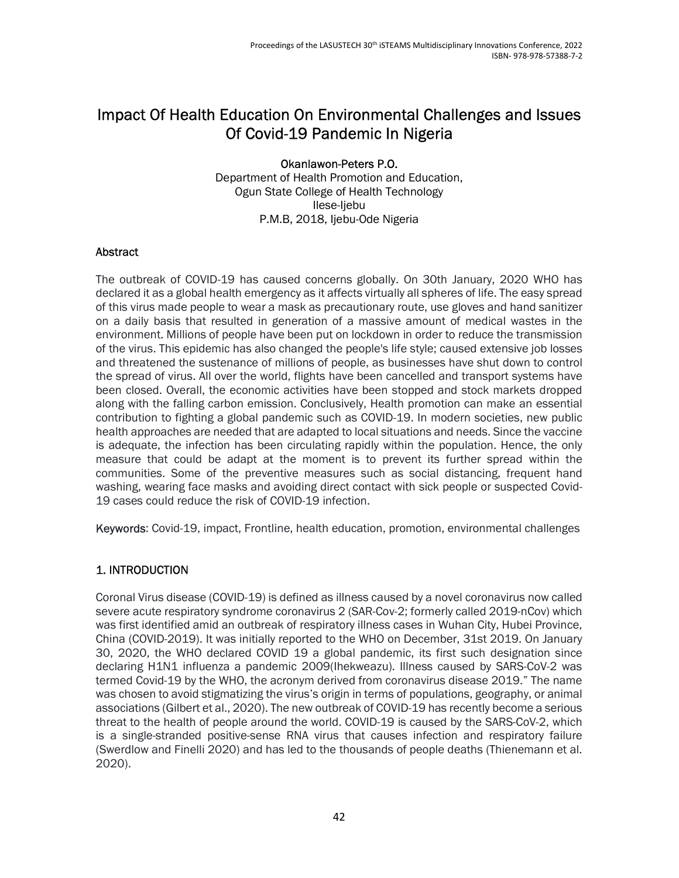# Impact Of Health Education On Environmental Challenges and Issues Of Covid-19 Pandemic In Nigeria

**Okanlawon-Peters P.O.**
Department of Health Promotion and Education,
Ogun State College of Health Technology
Ilese-Ijebu
P.M.B, 2018, Ijebu-Ode Nigeria

## Abstract

The outbreak of COVID-19 has caused concerns globally. On 30th January, 2020 WHO has declared it as a global health emergency as it affects virtually all spheres of life. The easy spread of this virus made people to wear a mask as precautionary route, use gloves and hand sanitizer on a daily basis that resulted in generation of a massive amount of medical wastes in the environment. Millions of people have been put on lockdown in order to reduce the transmission of the virus. This epidemic has also changed the people's life style; caused extensive job losses and threatened the sustenance of millions of people, as businesses have shut down to control the spread of virus. All over the world, flights have been cancelled and transport systems have been closed. Overall, the economic activities have been stopped and stock markets dropped along with the falling carbon emission. Conclusively, Health promotion can make an essential contribution to fighting a global pandemic such as COVID-19. In modern societies, new public health approaches are needed that are adapted to local situations and needs. Since the vaccine is adequate, the infection has been circulating rapidly within the population. Hence, the only measure that could be adapt at the moment is to prevent its further spread within the communities. Some of the preventive measures such as social distancing, frequent hand washing, wearing face masks and avoiding direct contact with sick people or suspected Covid-19 cases could reduce the risk of COVID-19 infection.

**Keywords**: Covid-19, impact, Frontline, health education, promotion, environmental challenges

## 1. INTRODUCTION

Coronal Virus disease (COVID-19) is defined as illness caused by a novel coronavirus now called severe acute respiratory syndrome coronavirus 2 (SAR-Cov-2; formerly called 2019-nCov) which was first identified amid an outbreak of respiratory illness cases in Wuhan City, Hubei Province, China (COVID-2019). It was initially reported to the WHO on December, 31st 2019. On January 30, 2020, the WHO declared COVID 19 a global pandemic, its first such designation since declaring H1N1 influenza a pandemic 2009(Ihekweazu). Illness caused by SARS-CoV-2 was termed Covid-19 by the WHO, the acronym derived from coronavirus disease 2019." The name was chosen to avoid stigmatizing the virus's origin in terms of populations, geography, or animal associations (Gilbert et al., 2020). The new outbreak of COVID-19 has recently become a serious threat to the health of people around the world. COVID-19 is caused by the SARS-CoV-2, which is a single-stranded positive-sense RNA virus that causes infection and respiratory failure (Swerdlow and Finelli 2020) and has led to the thousands of people deaths (Thienemann et al. 2020).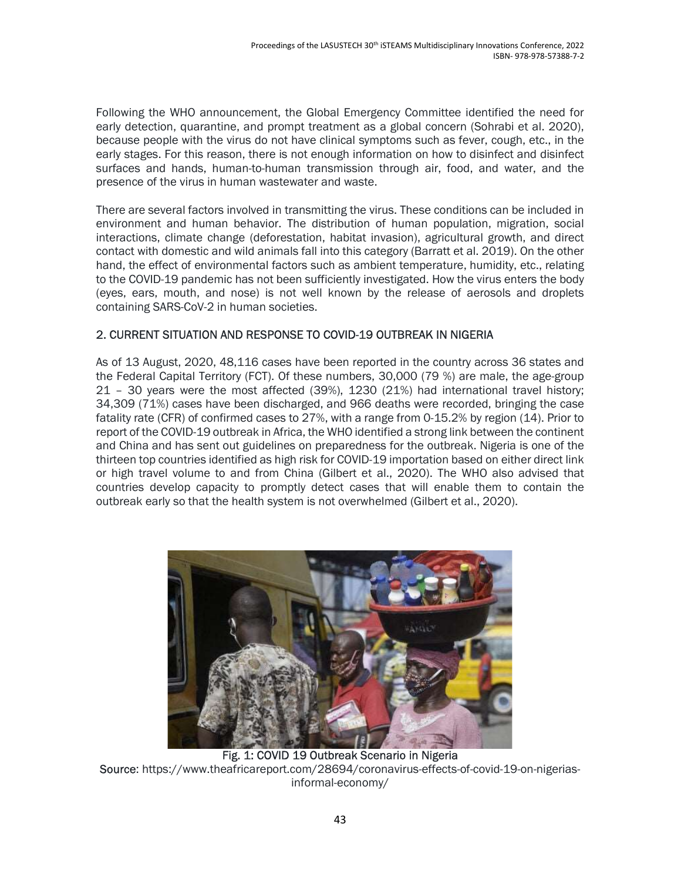Following the WHO announcement, the Global Emergency Committee identified the need for early detection, quarantine, and prompt treatment as a global concern (Sohrabi et al. 2020), because people with the virus do not have clinical symptoms such as fever, cough, etc., in the early stages. For this reason, there is not enough information on how to disinfect and disinfect surfaces and hands, human-to-human transmission through air, food, and water, and the presence of the virus in human wastewater and waste.

There are several factors involved in transmitting the virus. These conditions can be included in environment and human behavior. The distribution of human population, migration, social interactions, climate change (deforestation, habitat invasion), agricultural growth, and direct contact with domestic and wild animals fall into this category (Barratt et al. 2019). On the other hand, the effect of environmental factors such as ambient temperature, humidity, etc., relating to the COVID-19 pandemic has not been sufficiently investigated. How the virus enters the body (eyes, ears, mouth, and nose) is not well known by the release of aerosols and droplets containing SARS-CoV-2 in human societies.

## 2. CURRENT SITUATION AND RESPONSE TO COVID-19 OUTBREAK IN NIGERIA

As of 13 August, 2020, 48,116 cases have been reported in the country across 36 states and the Federal Capital Territory (FCT). Of these numbers, 30,000 (79 %) are male, the age-group 21 – 30 years were the most affected (39%), 1230 (21%) had international travel history; 34,309 (71%) cases have been discharged, and 966 deaths were recorded, bringing the case fatality rate (CFR) of confirmed cases to 27%, with a range from 0-15.2% by region (14). Prior to report of the COVID-19 outbreak in Africa, the WHO identified a strong link between the continent and China and has sent out guidelines on preparedness for the outbreak. Nigeria is one of the thirteen top countries identified as high risk for COVID-19 importation based on either direct link or high travel volume to and from China (Gilbert et al., 2020). The WHO also advised that countries develop capacity to promptly detect cases that will enable them to contain the outbreak early so that the health system is not overwhelmed (Gilbert et al., 2020).

Fig. 1: COVID 19 Outbreak Scenario in Nigeria
Source: https://www.theafricareport.com/28694/coronavirus-effects-of-covid-19-on-nigerias-informal-economy/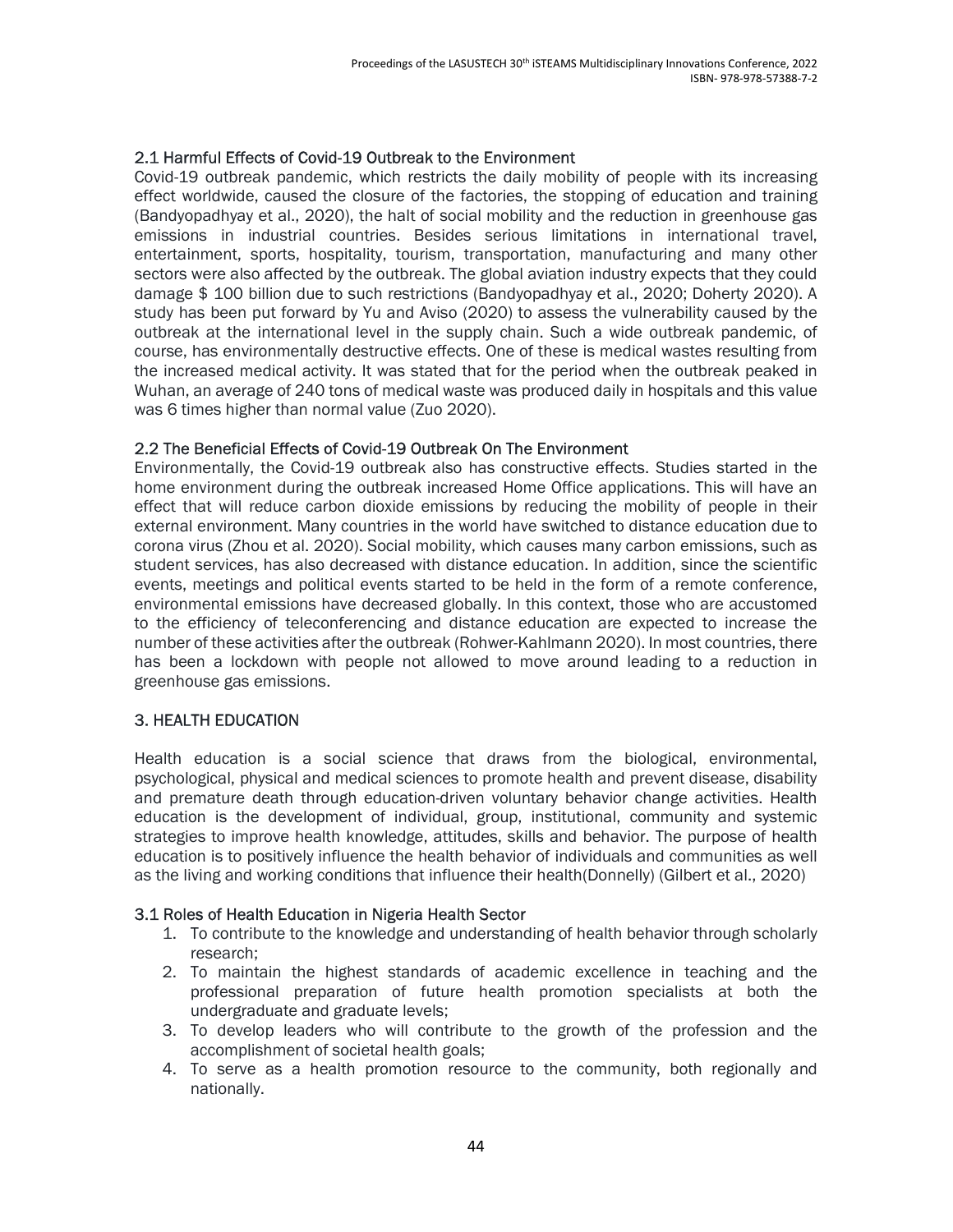## 2.1 Harmful Effects of Covid-19 Outbreak to the Environment

Covid-19 outbreak pandemic, which restricts the daily mobility of people with its increasing effect worldwide, caused the closure of the factories, the stopping of education and training (Bandyopadhyay et al., 2020), the halt of social mobility and the reduction in greenhouse gas emissions in industrial countries. Besides serious limitations in international travel, entertainment, sports, hospitality, tourism, transportation, manufacturing and many other sectors were also affected by the outbreak. The global aviation industry expects that they could damage $ 100 billion due to such restrictions (Bandyopadhyay et al., 2020; Doherty 2020). A study has been put forward by Yu and Aviso (2020) to assess the vulnerability caused by the outbreak at the international level in the supply chain. Such a wide outbreak pandemic, of course, has environmentally destructive effects. One of these is medical wastes resulting from the increased medical activity. It was stated that for the period when the outbreak peaked in Wuhan, an average of 240 tons of medical waste was produced daily in hospitals and this value was 6 times higher than normal value (Zuo 2020).

## 2.2 The Beneficial Effects of Covid-19 Outbreak On The Environment

Environmentally, the Covid-19 outbreak also has constructive effects. Studies started in the home environment during the outbreak increased Home Office applications. This will have an effect that will reduce carbon dioxide emissions by reducing the mobility of people in their external environment. Many countries in the world have switched to distance education due to corona virus (Zhou et al. 2020). Social mobility, which causes many carbon emissions, such as student services, has also decreased with distance education. In addition, since the scientific events, meetings and political events started to be held in the form of a remote conference, environmental emissions have decreased globally. In this context, those who are accustomed to the efficiency of teleconferencing and distance education are expected to increase the number of these activities after the outbreak (Rohwer-Kahlmann 2020). In most countries, there has been a lockdown with people not allowed to move around leading to a reduction in greenhouse gas emissions.

# 3. HEALTH EDUCATION

Health education is a social science that draws from the biological, environmental, psychological, physical and medical sciences to promote health and prevent disease, disability and premature death through education-driven voluntary behavior change activities. Health education is the development of individual, group, institutional, community and systemic strategies to improve health knowledge, attitudes, skills and behavior. The purpose of health education is to positively influence the health behavior of individuals and communities as well as the living and working conditions that influence their health(Donnelly) (Gilbert et al., 2020)

## 3.1 Roles of Health Education in Nigeria Health Sector

1. To contribute to the knowledge and understanding of health behavior through scholarly research;
2. To maintain the highest standards of academic excellence in teaching and the professional preparation of future health promotion specialists at both the undergraduate and graduate levels;
3. To develop leaders who will contribute to the growth of the profession and the accomplishment of societal health goals;
4. To serve as a health promotion resource to the community, both regionally and nationally.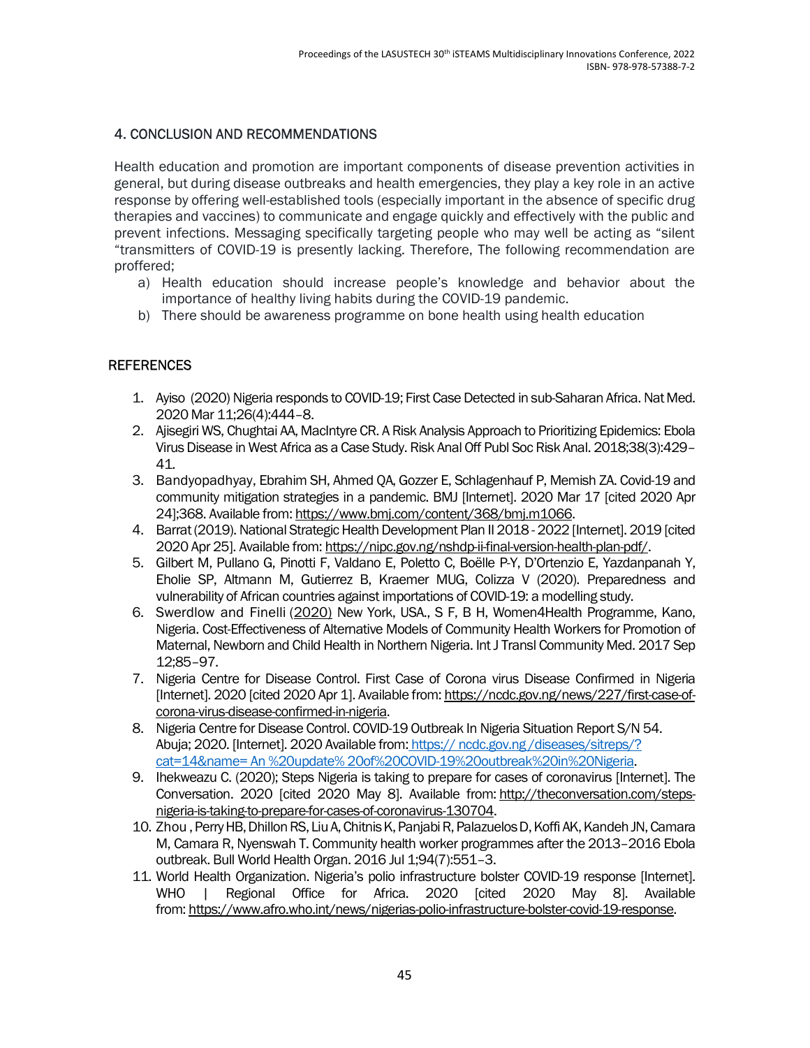## 4. CONCLUSION AND RECOMMENDATIONS

Health education and promotion are important components of disease prevention activities in general, but during disease outbreaks and health emergencies, they play a key role in an active response by offering well-established tools (especially important in the absence of specific drug therapies and vaccines) to communicate and engage quickly and effectively with the public and prevent infections. Messaging specifically targeting people who may well be acting as "silent "transmitters of COVID-19 is presently lacking. Therefore, The following recommendation are proffered;

a) Health education should increase people's knowledge and behavior about the importance of healthy living habits during the COVID-19 pandemic.
b) There should be awareness programme on bone health using health education

## REFERENCES

1. Ayiso (2020) Nigeria responds to COVID-19; First Case Detected in sub-Saharan Africa. Nat Med. 2020 Mar 11;26(4):444–8.
2. Ajisegiri WS, Chughtai AA, MacIntyre CR. A Risk Analysis Approach to Prioritizing Epidemics: Ebola Virus Disease in West Africa as a Case Study. Risk Anal Off Publ Soc Risk Anal. 2018;38(3):429–41.
3. Bandyopadhyay, Ebrahim SH, Ahmed QA, Gozzer E, Schlagenhauf P, Memish ZA. Covid-19 and community mitigation strategies in a pandemic. BMJ [Internet]. 2020 Mar 17 [cited 2020 Apr 24];368. Available from: https://www.bmj.com/content/368/bmj.m1066.
4. Barrat (2019). National Strategic Health Development Plan II 2018 - 2022 [Internet]. 2019 [cited 2020 Apr 25]. Available from: https://nipc.gov.ng/nshdp-ii-final-version-health-plan-pdf/.
5. Gilbert M, Pullano G, Pinotti F, Valdano E, Poletto C, Boëlle P-Y, D'Ortenzio E, Yazdanpanah Y, Eholie SP, Altmann M, Gutierrez B, Kraemer MUG, Colizza V (2020). Preparedness and vulnerability of African countries against importations of COVID-19: a modelling study.
6. Swerdlow and Finelli (2020) New York, USA., S F, B H, Women4Health Programme, Kano, Nigeria. Cost-Effectiveness of Alternative Models of Community Health Workers for Promotion of Maternal, Newborn and Child Health in Northern Nigeria. Int J Transl Community Med. 2017 Sep 12;85–97.
7. Nigeria Centre for Disease Control. First Case of Corona virus Disease Confirmed in Nigeria [Internet]. 2020 [cited 2020 Apr 1]. Available from: https://ncdc.gov.ng/news/227/first-case-of-corona-virus-disease-confirmed-in-nigeria.
8. Nigeria Centre for Disease Control. COVID-19 Outbreak In Nigeria Situation Report S/N 54. Abuja; 2020. [Internet]. 2020 Available from: https:// ncdc.gov.ng /diseases/sitreps/?cat=14&name= An %20update% 20of%20COVID-19%20outbreak%20in%20Nigeria.
9. Ihekweazu C. (2020); Steps Nigeria is taking to prepare for cases of coronavirus [Internet]. The Conversation. 2020 [cited 2020 May 8]. Available from: http://theconversation.com/steps-nigeria-is-taking-to-prepare-for-cases-of-coronavirus-130704.
10. Zhou , Perry HB, Dhillon RS, Liu A, Chitnis K, Panjabi R, Palazuelos D, Koffi AK, Kandeh JN, Camara M, Camara R, Nyenswah T. Community health worker programmes after the 2013–2016 Ebola outbreak. Bull World Health Organ. 2016 Jul 1;94(7):551–3.
11. World Health Organization. Nigeria's polio infrastructure bolster COVID-19 response [Internet]. WHO | Regional Office for Africa. 2020 [cited 2020 May 8]. Available from: https://www.afro.who.int/news/nigerias-polio-infrastructure-bolster-covid-19-response.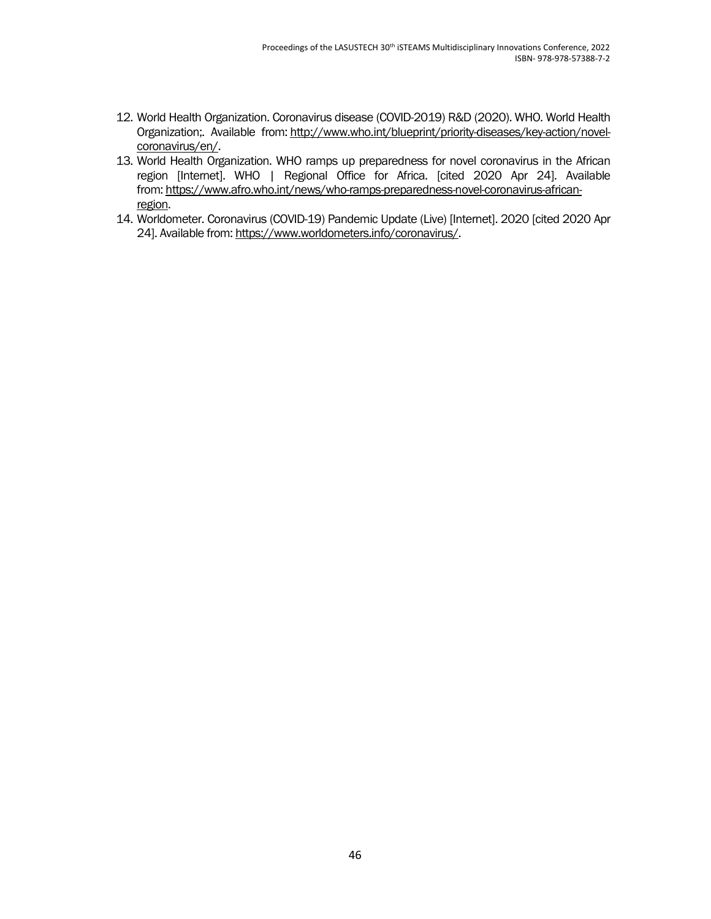12. World Health Organization. Coronavirus disease (COVID-2019) R&D (2020). WHO. World Health Organization;. Available from: http://www.who.int/blueprint/priority-diseases/key-action/novel-coronavirus/en/.
13. World Health Organization. WHO ramps up preparedness for novel coronavirus in the African region [Internet]. WHO | Regional Office for Africa. [cited 2020 Apr 24]. Available from: https://www.afro.who.int/news/who-ramps-preparedness-novel-coronavirus-african-region.
14. Worldometer. Coronavirus (COVID-19) Pandemic Update (Live) [Internet]. 2020 [cited 2020 Apr 24]. Available from: https://www.worldometers.info/coronavirus/.